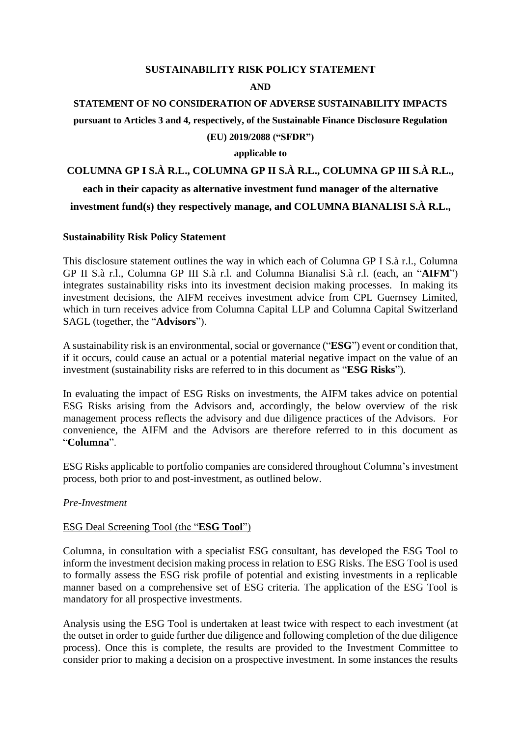**SUSTAINABILITY RISK POLICY STATEMENT**

**AND**

**STATEMENT OF NO CONSIDERATION OF ADVERSE SUSTAINABILITY IMPACTS**

**pursuant to Articles 3 and 4, respectively, of the Sustainable Finance Disclosure Regulation (EU) 2019/2088 ("SFDR")**

**applicable to**

**COLUMNA GP I S.À R.L., COLUMNA GP II S.À R.L., COLUMNA GP III S.À R.L., each in their capacity as alternative investment fund manager of the alternative investment fund(s) they respectively manage, and COLUMNA BIANALISI S.À R.L.,**

## Sustainability Risk Policy Statement

This disclosure statement outlines the way in which each of Columna GP I S.à r.l., Columna GP II S.à r.l., Columna GP III S.à r.l. and Columna Bianalisi S.à r.l. (each, an "**AIFM**") integrates sustainability risks into its investment decision making processes. In making its investment decisions, the AIFM receives investment advice from CPL Guernsey Limited, which in turn receives advice from Columna Capital LLP and Columna Capital Switzerland SAGL (together, the "**Advisors**").

A sustainability risk is an environmental, social or governance ("**ESG**") event or condition that, if it occurs, could cause an actual or a potential material negative impact on the value of an investment (sustainability risks are referred to in this document as "**ESG Risks**").

In evaluating the impact of ESG Risks on investments, the AIFM takes advice on potential ESG Risks arising from the Advisors and, accordingly, the below overview of the risk management process reflects the advisory and due diligence practices of the Advisors. For convenience, the AIFM and the Advisors are therefore referred to in this document as "**Columna**".

ESG Risks applicable to portfolio companies are considered throughout Columna's investment process, both prior to and post-investment, as outlined below.

*Pre-Investment*

ESG Deal Screening Tool (the "**ESG Tool**")

Columna, in consultation with a specialist ESG consultant, has developed the ESG Tool to inform the investment decision making process in relation to ESG Risks. The ESG Tool is used to formally assess the ESG risk profile of potential and existing investments in a replicable manner based on a comprehensive set of ESG criteria. The application of the ESG Tool is mandatory for all prospective investments.

Analysis using the ESG Tool is undertaken at least twice with respect to each investment (at the outset in order to guide further due diligence and following completion of the due diligence process). Once this is complete, the results are provided to the Investment Committee to consider prior to making a decision on a prospective investment. In some instances the results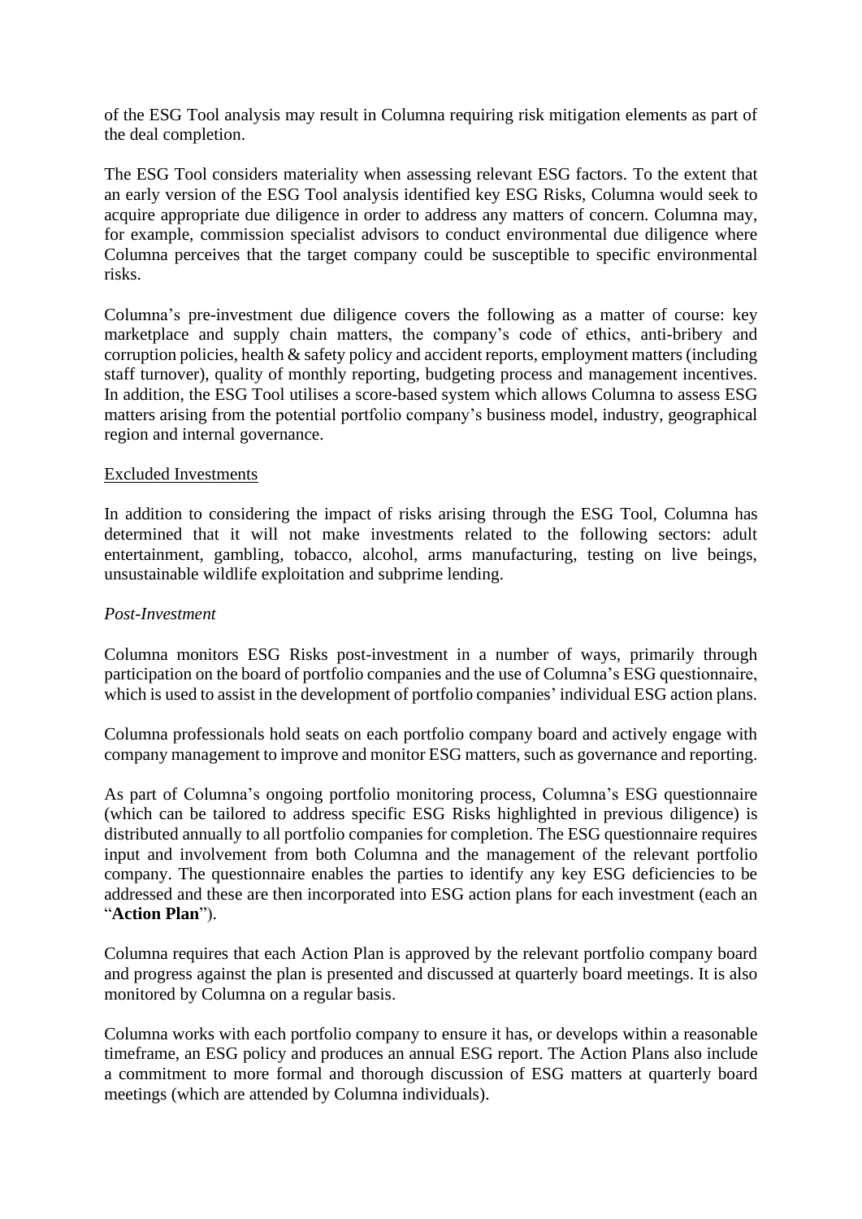of the ESG Tool analysis may result in Columna requiring risk mitigation elements as part of the deal completion.

The ESG Tool considers materiality when assessing relevant ESG factors. To the extent that an early version of the ESG Tool analysis identified key ESG Risks, Columna would seek to acquire appropriate due diligence in order to address any matters of concern. Columna may, for example, commission specialist advisors to conduct environmental due diligence where Columna perceives that the target company could be susceptible to specific environmental risks.

Columna's pre-investment due diligence covers the following as a matter of course: key marketplace and supply chain matters, the company's code of ethics, anti-bribery and corruption policies, health & safety policy and accident reports, employment matters (including staff turnover), quality of monthly reporting, budgeting process and management incentives. In addition, the ESG Tool utilises a score-based system which allows Columna to assess ESG matters arising from the potential portfolio company's business model, industry, geographical region and internal governance.

<u>Excluded Investments</u>

In addition to considering the impact of risks arising through the ESG Tool, Columna has determined that it will not make investments related to the following sectors: adult entertainment, gambling, tobacco, alcohol, arms manufacturing, testing on live beings, unsustainable wildlife exploitation and subprime lending.

*Post-Investment*

Columna monitors ESG Risks post-investment in a number of ways, primarily through participation on the board of portfolio companies and the use of Columna's ESG questionnaire, which is used to assist in the development of portfolio companies' individual ESG action plans.

Columna professionals hold seats on each portfolio company board and actively engage with company management to improve and monitor ESG matters, such as governance and reporting.

As part of Columna's ongoing portfolio monitoring process, Columna's ESG questionnaire (which can be tailored to address specific ESG Risks highlighted in previous diligence) is distributed annually to all portfolio companies for completion. The ESG questionnaire requires input and involvement from both Columna and the management of the relevant portfolio company. The questionnaire enables the parties to identify any key ESG deficiencies to be addressed and these are then incorporated into ESG action plans for each investment (each an "**Action Plan**").

Columna requires that each Action Plan is approved by the relevant portfolio company board and progress against the plan is presented and discussed at quarterly board meetings. It is also monitored by Columna on a regular basis.

Columna works with each portfolio company to ensure it has, or develops within a reasonable timeframe, an ESG policy and produces an annual ESG report. The Action Plans also include a commitment to more formal and thorough discussion of ESG matters at quarterly board meetings (which are attended by Columna individuals).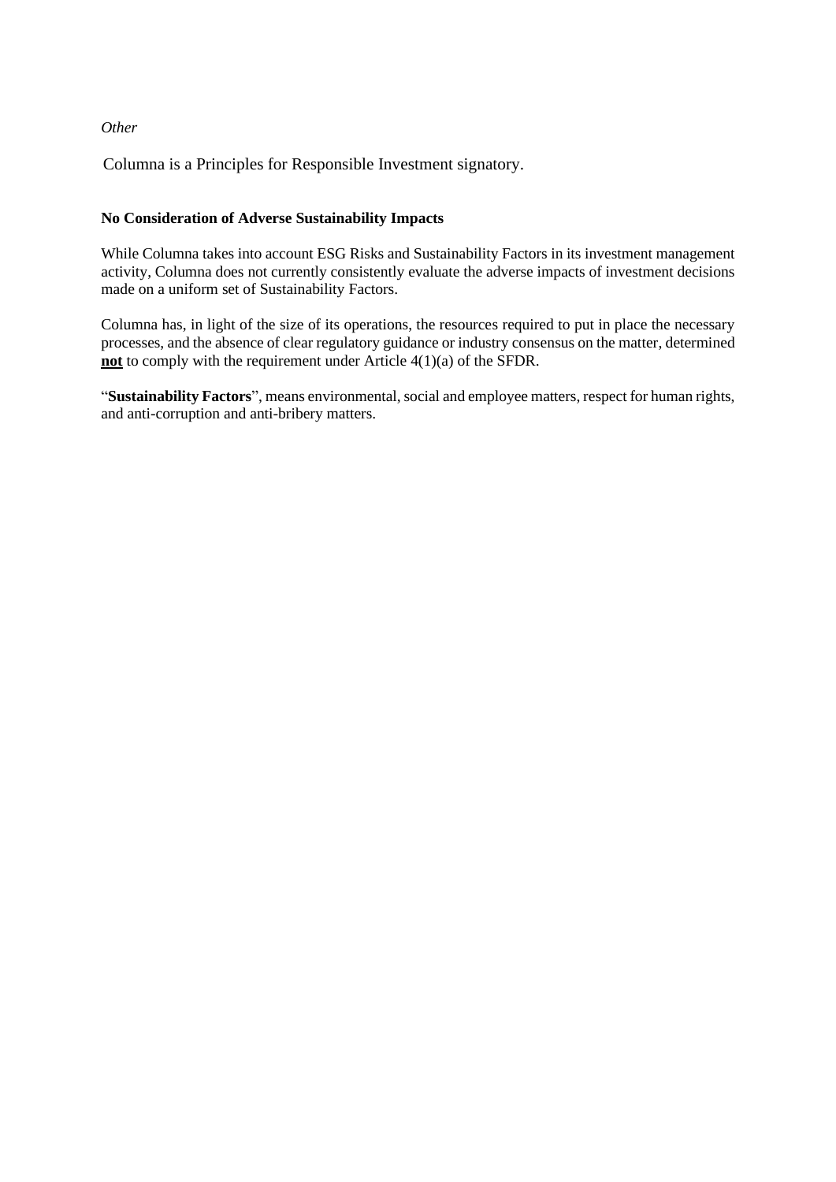*Other*

Columna is a Principles for Responsible Investment signatory.

**No Consideration of Adverse Sustainability Impacts**

While Columna takes into account ESG Risks and Sustainability Factors in its investment management activity, Columna does not currently consistently evaluate the adverse impacts of investment decisions made on a uniform set of Sustainability Factors.

Columna has, in light of the size of its operations, the resources required to put in place the necessary processes, and the absence of clear regulatory guidance or industry consensus on the matter, determined <u>**not**</u> to comply with the requirement under Article 4(1)(a) of the SFDR.

"**Sustainability Factors**", means environmental, social and employee matters, respect for human rights, and anti-corruption and anti-bribery matters.